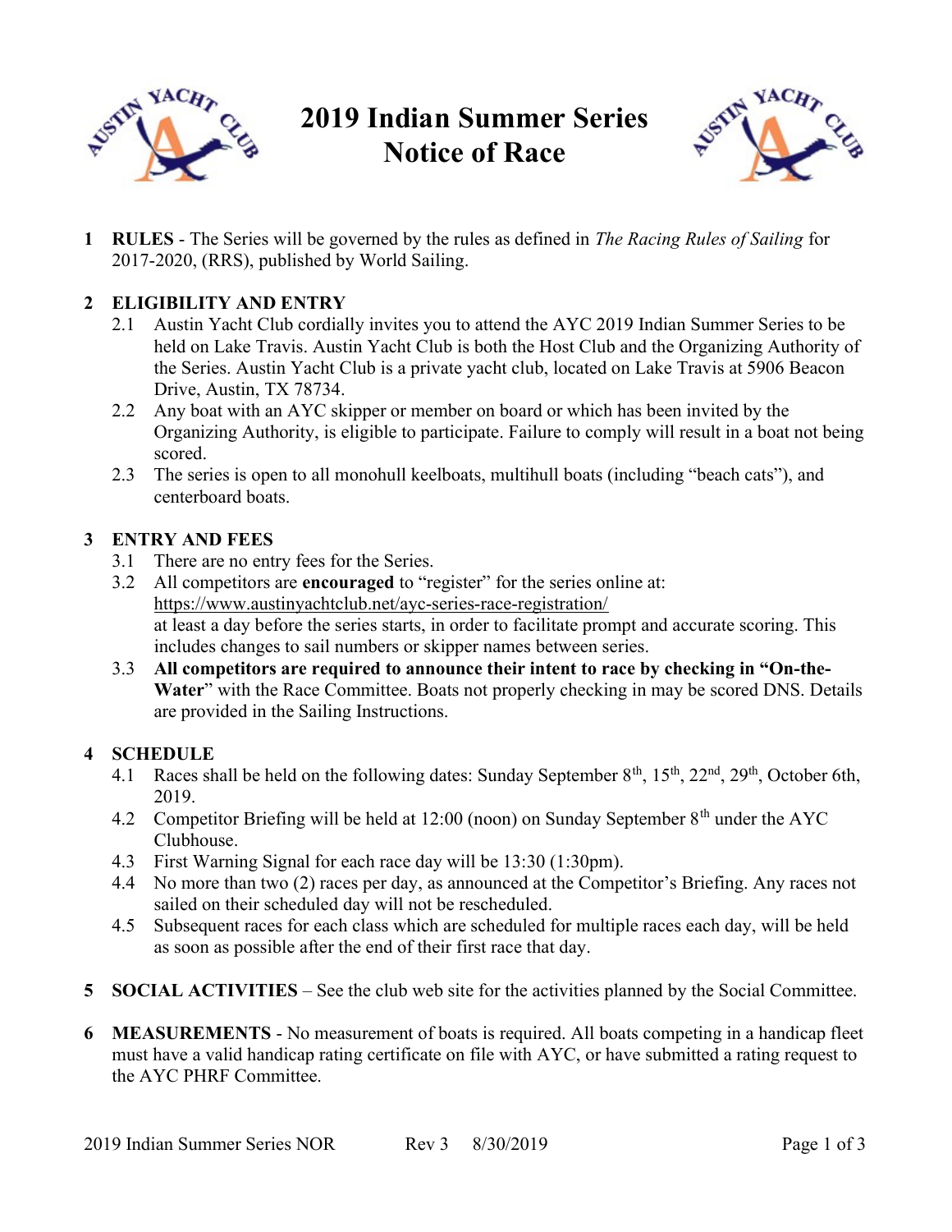# 2019 Indian Summer Series
# Notice of Race

**1 RULES** - The Series will be governed by the rules as defined in *The Racing Rules of Sailing* for 2017-2020, (RRS), published by World Sailing.

**2 ELIGIBILITY AND ENTRY**

2.1 Austin Yacht Club cordially invites you to attend the AYC 2019 Indian Summer Series to be held on Lake Travis. Austin Yacht Club is both the Host Club and the Organizing Authority of the Series. Austin Yacht Club is a private yacht club, located on Lake Travis at 5906 Beacon Drive, Austin, TX 78734.

2.2 Any boat with an AYC skipper or member on board or which has been invited by the Organizing Authority, is eligible to participate. Failure to comply will result in a boat not being scored.

2.3 The series is open to all monohull keelboats, multihull boats (including "beach cats"), and centerboard boats.

**3 ENTRY AND FEES**

3.1 There are no entry fees for the Series.

3.2 All competitors are **encouraged** to "register" for the series online at: https://www.austinyachtclub.net/ayc-series-race-registration/ at least a day before the series starts, in order to facilitate prompt and accurate scoring. This includes changes to sail numbers or skipper names between series.

3.3 **All competitors are required to announce their intent to race by checking in "On-the-Water**" with the Race Committee. Boats not properly checking in may be scored DNS. Details are provided in the Sailing Instructions.

**4 SCHEDULE**

4.1 Races shall be held on the following dates: Sunday September 8th, 15th, 22nd, 29th, October 6th, 2019.

4.2 Competitor Briefing will be held at 12:00 (noon) on Sunday September 8th under the AYC Clubhouse.

4.3 First Warning Signal for each race day will be 13:30 (1:30pm).

4.4 No more than two (2) races per day, as announced at the Competitor's Briefing. Any races not sailed on their scheduled day will not be rescheduled.

4.5 Subsequent races for each class which are scheduled for multiple races each day, will be held as soon as possible after the end of their first race that day.

**5 SOCIAL ACTIVITIES** – See the club web site for the activities planned by the Social Committee.

**6 MEASUREMENTS** - No measurement of boats is required. All boats competing in a handicap fleet must have a valid handicap rating certificate on file with AYC, or have submitted a rating request to the AYC PHRF Committee.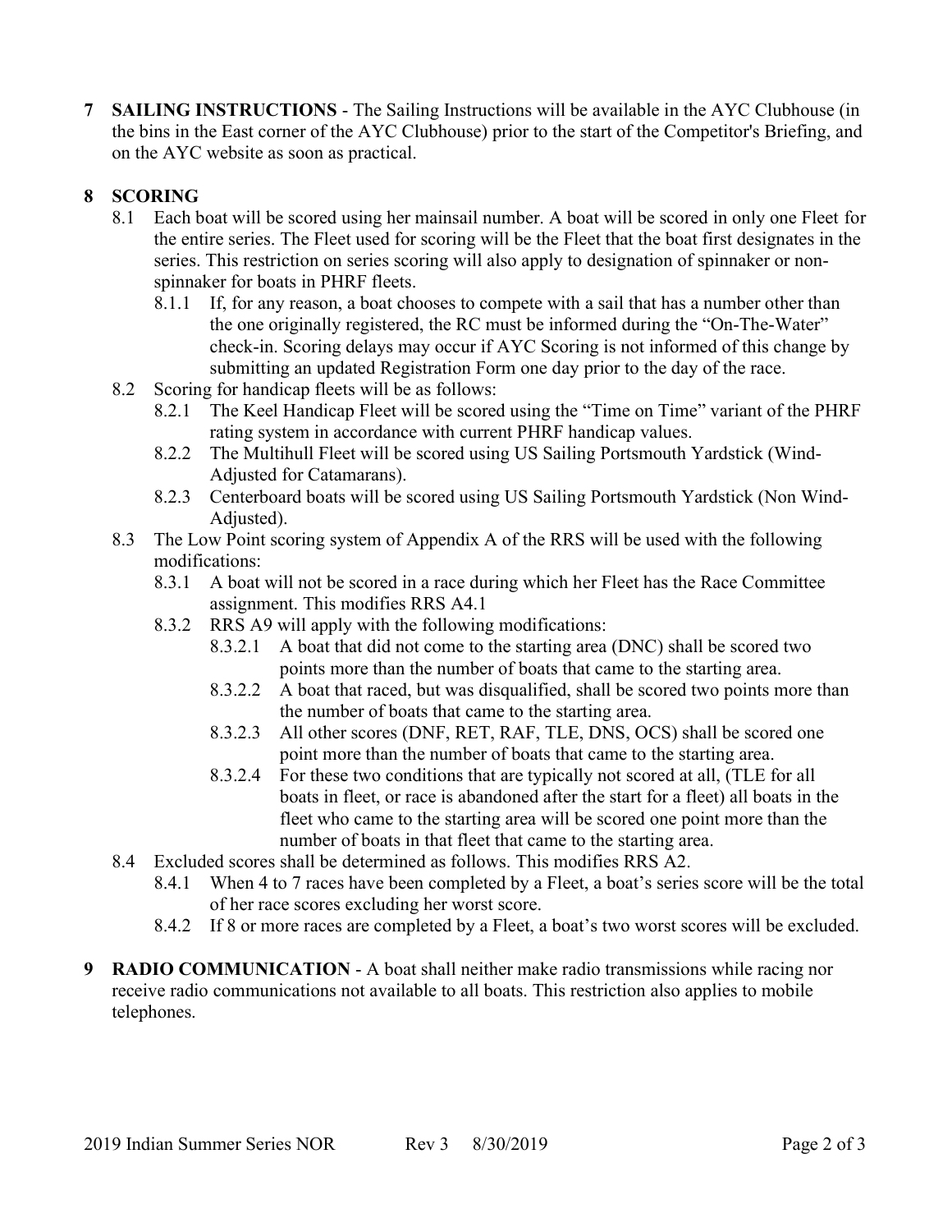**7 SAILING INSTRUCTIONS** - The Sailing Instructions will be available in the AYC Clubhouse (in the bins in the East corner of the AYC Clubhouse) prior to the start of the Competitor's Briefing, and on the AYC website as soon as practical.

**8 SCORING**

8.1 Each boat will be scored using her mainsail number. A boat will be scored in only one Fleet for the entire series. The Fleet used for scoring will be the Fleet that the boat first designates in the series. This restriction on series scoring will also apply to designation of spinnaker or non-spinnaker for boats in PHRF fleets.

- 8.1.1 If, for any reason, a boat chooses to compete with a sail that has a number other than the one originally registered, the RC must be informed during the "On-The-Water" check-in. Scoring delays may occur if AYC Scoring is not informed of this change by submitting an updated Registration Form one day prior to the day of the race.

8.2 Scoring for handicap fleets will be as follows:

- 8.2.1 The Keel Handicap Fleet will be scored using the "Time on Time" variant of the PHRF rating system in accordance with current PHRF handicap values.
- 8.2.2 The Multihull Fleet will be scored using US Sailing Portsmouth Yardstick (Wind-Adjusted for Catamarans).
- 8.2.3 Centerboard boats will be scored using US Sailing Portsmouth Yardstick (Non Wind-Adjusted).

8.3 The Low Point scoring system of Appendix A of the RRS will be used with the following modifications:

- 8.3.1 A boat will not be scored in a race during which her Fleet has the Race Committee assignment. This modifies RRS A4.1
- 8.3.2 RRS A9 will apply with the following modifications:
  - 8.3.2.1 A boat that did not come to the starting area (DNC) shall be scored two points more than the number of boats that came to the starting area.
  - 8.3.2.2 A boat that raced, but was disqualified, shall be scored two points more than the number of boats that came to the starting area.
  - 8.3.2.3 All other scores (DNF, RET, RAF, TLE, DNS, OCS) shall be scored one point more than the number of boats that came to the starting area.
  - 8.3.2.4 For these two conditions that are typically not scored at all, (TLE for all boats in fleet, or race is abandoned after the start for a fleet) all boats in the fleet who came to the starting area will be scored one point more than the number of boats in that fleet that came to the starting area.

8.4 Excluded scores shall be determined as follows. This modifies RRS A2.

- 8.4.1 When 4 to 7 races have been completed by a Fleet, a boat's series score will be the total of her race scores excluding her worst score.
- 8.4.2 If 8 or more races are completed by a Fleet, a boat's two worst scores will be excluded.

**9 RADIO COMMUNICATION** - A boat shall neither make radio transmissions while racing nor receive radio communications not available to all boats. This restriction also applies to mobile telephones.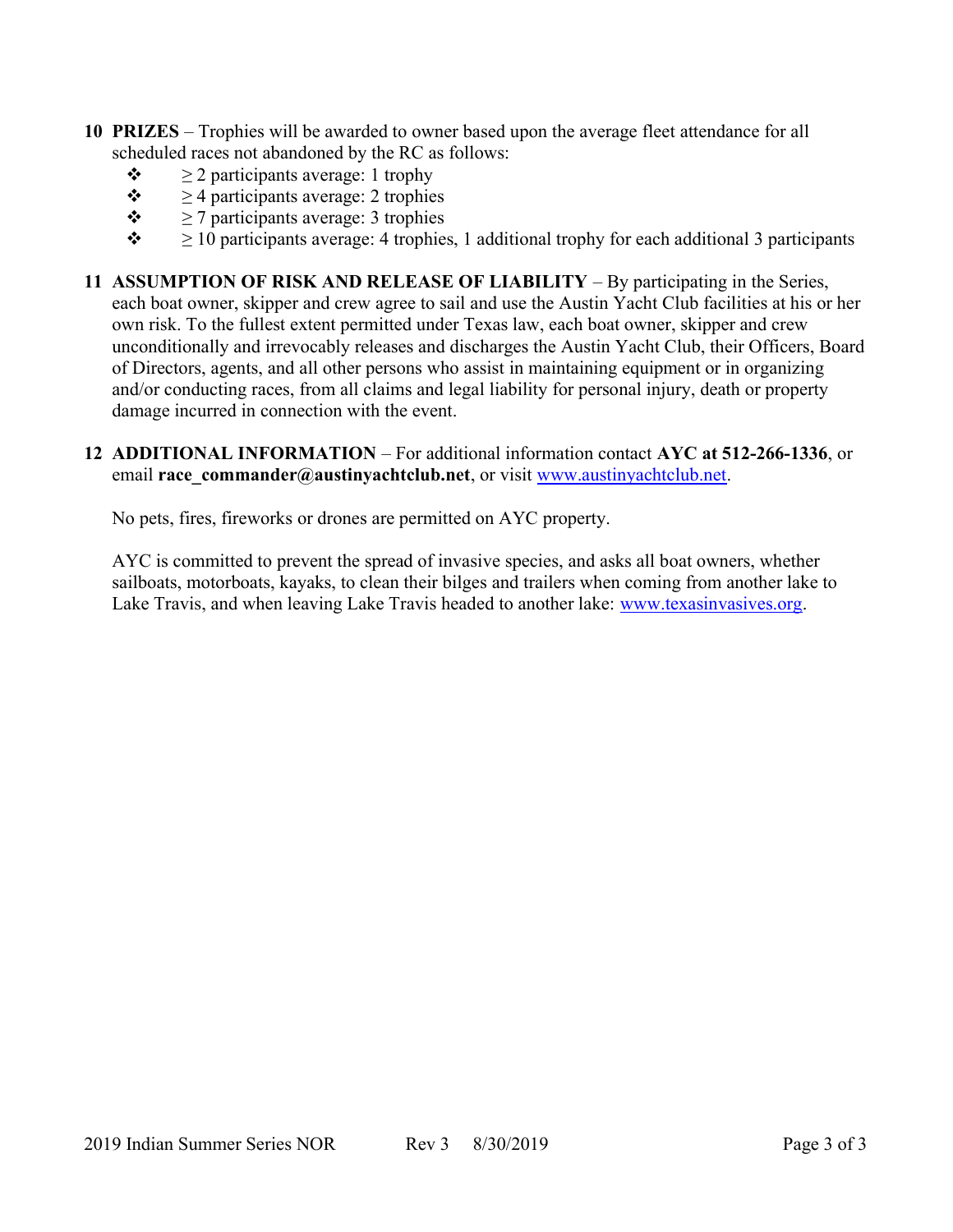**10 PRIZES** – Trophies will be awarded to owner based upon the average fleet attendance for all scheduled races not abandoned by the RC as follows:

- $\geq 2$ participants average: 1 trophy
- $\geq 4$ participants average: 2 trophies
- $\geq 7$ participants average: 3 trophies
- $\geq 10$ participants average: 4 trophies, 1 additional trophy for each additional 3 participants

**11 ASSUMPTION OF RISK AND RELEASE OF LIABILITY** – By participating in the Series, each boat owner, skipper and crew agree to sail and use the Austin Yacht Club facilities at his or her own risk. To the fullest extent permitted under Texas law, each boat owner, skipper and crew unconditionally and irrevocably releases and discharges the Austin Yacht Club, their Officers, Board of Directors, agents, and all other persons who assist in maintaining equipment or in organizing and/or conducting races, from all claims and legal liability for personal injury, death or property damage incurred in connection with the event.

**12 ADDITIONAL INFORMATION** – For additional information contact **AYC at 512-266-1336**, or email **race_commander@austinyachtclub.net**, or visit [www.austinyachtclub.net](http://www.austinyachtclub.net).

No pets, fires, fireworks or drones are permitted on AYC property.

AYC is committed to prevent the spread of invasive species, and asks all boat owners, whether sailboats, motorboats, kayaks, to clean their bilges and trailers when coming from another lake to Lake Travis, and when leaving Lake Travis headed to another lake: [www.texasinvasives.org](http://www.texasinvasives.org).